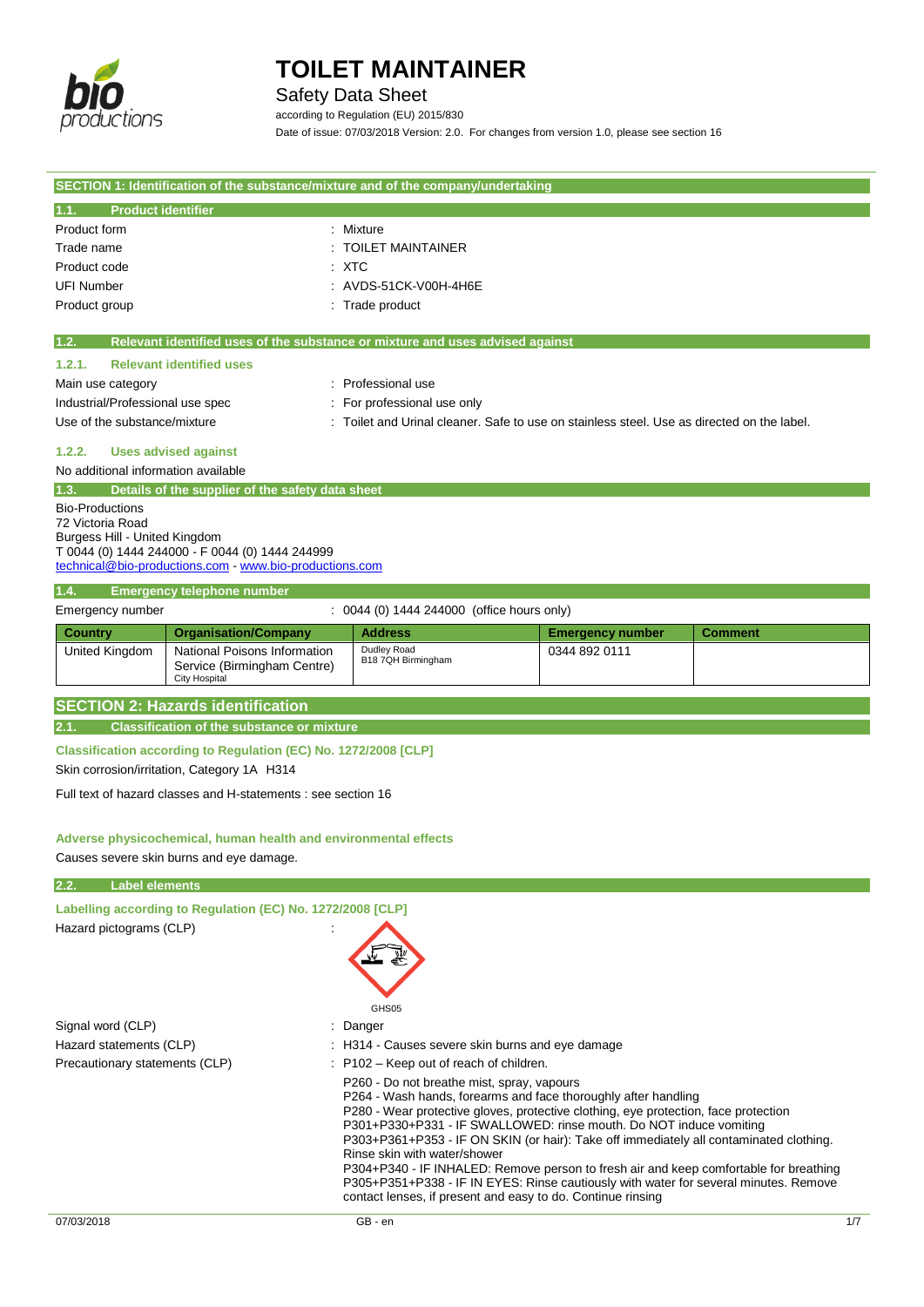# TOILET MAINTAINER

Safety Data Sheet

according to Regulation (EU) 2015/830

Date of issue: 07/03/2018 Version: 2.0. For changes from version 1.0, please see section 16

## SECTION 1: Identification of the substance/mixture and of the company/undertaking

### 1.1. Product identifier

Product form : Mixture

Trade name : TOILET MAINTAINER

Product code : XTC

UFI Number : AVDS-51CK-V00H-4H6E

Product group : Trade product

### 1.2. Relevant identified uses of the substance or mixture and uses advised against

#### 1.2.1. Relevant identified uses

Main use category : Professional use

Industrial/Professional use spec : For professional use only

Use of the substance/mixture : Toilet and Urinal cleaner. Safe to use on stainless steel. Use as directed on the label.

#### 1.2.2. Uses advised against

No additional information available

### 1.3. Details of the supplier of the safety data sheet

Bio-Productions
72 Victoria Road
Burgess Hill - United Kingdom
T 0044 (0) 1444 244000 - F 0044 (0) 1444 244999
technical@bio-productions.com - www.bio-productions.com

### 1.4. Emergency telephone number

Emergency number : 0044 (0) 1444 244000 (office hours only)

| Country | Organisation/Company | Address | Emergency number | Comment |
|---|---|---|---|---|
| United Kingdom | National Poisons Information Service (Birmingham Centre) City Hospital | Dudley Road B18 7QH Birmingham | 0344 892 0111 | |

## SECTION 2: Hazards identification

### 2.1. Classification of the substance or mixture

**Classification according to Regulation (EC) No. 1272/2008 [CLP]**

Skin corrosion/irritation, Category 1A H314

Full text of hazard classes and H-statements : see section 16

**Adverse physicochemical, human health and environmental effects**

Causes severe skin burns and eye damage.

### 2.2. Label elements

**Labelling according to Regulation (EC) No. 1272/2008 [CLP]**

Hazard pictograms (CLP) :

GHS05

Signal word (CLP) : Danger

Hazard statements (CLP) : H314 - Causes severe skin burns and eye damage

Precautionary statements (CLP) : P102 – Keep out of reach of children.
P260 - Do not breathe mist, spray, vapours
P264 - Wash hands, forearms and face thoroughly after handling
P280 - Wear protective gloves, protective clothing, eye protection, face protection
P301+P330+P331 - IF SWALLOWED: rinse mouth. Do NOT induce vomiting
P303+P361+P353 - IF ON SKIN (or hair): Take off immediately all contaminated clothing. Rinse skin with water/shower
P304+P340 - IF INHALED: Remove person to fresh air and keep comfortable for breathing
P305+P351+P338 - IF IN EYES: Rinse cautiously with water for several minutes. Remove contact lenses, if present and easy to do. Continue rinsing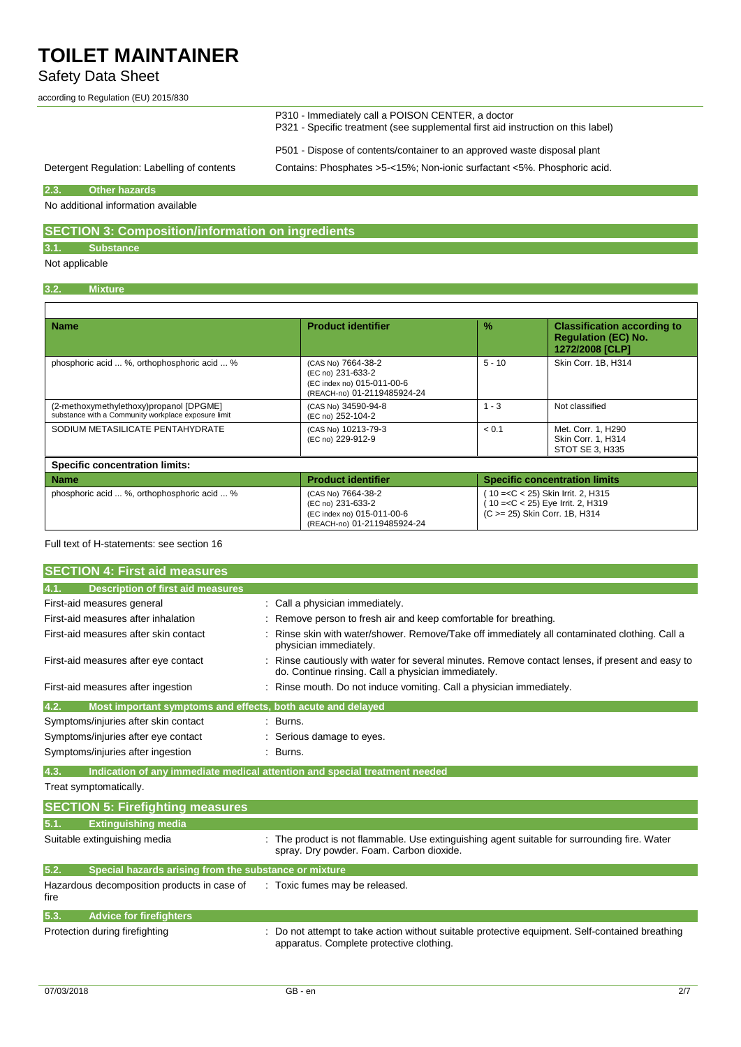| | |
|---|---|
| | P310 - Immediately call a POISON CENTER, a doctor<br>P321 - Specific treatment (see supplemental first aid instruction on this label) |
| | P501 - Dispose of contents/container to an approved waste disposal plant |
| Detergent Regulation: Labelling of contents | Contains: Phosphates >5-<15%; Non-ionic surfactant <5%. Phosphoric acid. |

### 2.3. Other hazards

No additional information available

## SECTION 3: Composition/information on ingredients

### 3.1. Substance

Not applicable

### 3.2. Mixture

| Name | Product identifier | % | Classification according to Regulation (EC) No. 1272/2008 [CLP] |
|---|---|---|---|
| phosphoric acid ... %, orthophosphoric acid ... % | (CAS No) 7664-38-2<br>(EC no) 231-633-2<br>(EC index no) 015-011-00-6<br>(REACH-no) 01-2119485924-24 | 5 - 10 | Skin Corr. 1B, H314 |
| (2-methoxymethylethoxy)propanol [DPGME]<br>substance with a Community workplace exposure limit | (CAS No) 34590-94-8<br>(EC no) 252-104-2 | 1 - 3 | Not classified |
| SODIUM METASILICATE PENTAHYDRATE | (CAS No) 10213-79-3<br>(EC no) 229-912-9 | < 0.1 | Met. Corr. 1, H290<br>Skin Corr. 1, H314<br>STOT SE 3, H335 |

**Specific concentration limits:**

| Name | Product identifier | Specific concentration limits |
|---|---|---|
| phosphoric acid ... %, orthophosphoric acid ... % | (CAS No) 7664-38-2<br>(EC no) 231-633-2<br>(EC index no) 015-011-00-6<br>(REACH-no) 01-2119485924-24 | ( 10 =<C < 25) Skin Irrit. 2, H315<br>( 10 =<C < 25) Eye Irrit. 2, H319<br>(C >= 25) Skin Corr. 1B, H314 |

Full text of H-statements: see section 16

## SECTION 4: First aid measures

### 4.1. Description of first aid measures

| | |
|---|---|
| First-aid measures general | : Call a physician immediately. |
| First-aid measures after inhalation | : Remove person to fresh air and keep comfortable for breathing. |
| First-aid measures after skin contact | : Rinse skin with water/shower. Remove/Take off immediately all contaminated clothing. Call a physician immediately. |
| First-aid measures after eye contact | : Rinse cautiously with water for several minutes. Remove contact lenses, if present and easy to do. Continue rinsing. Call a physician immediately. |
| First-aid measures after ingestion | : Rinse mouth. Do not induce vomiting. Call a physician immediately. |

### 4.2. Most important symptoms and effects, both acute and delayed

| | |
|---|---|
| Symptoms/injuries after skin contact | : Burns. |
| Symptoms/injuries after eye contact | : Serious damage to eyes. |
| Symptoms/injuries after ingestion | : Burns. |

### 4.3. Indication of any immediate medical attention and special treatment needed

Treat symptomatically.

## SECTION 5: Firefighting measures

### 5.1. Extinguishing media

| | |
|---|---|
| Suitable extinguishing media | : The product is not flammable. Use extinguishing agent suitable for surrounding fire. Water spray. Dry powder. Foam. Carbon dioxide. |

### 5.2. Special hazards arising from the substance or mixture

| | |
|---|---|
| Hazardous decomposition products in case of fire | : Toxic fumes may be released. |

### 5.3. Advice for firefighters

| | |
|---|---|
| Protection during firefighting | : Do not attempt to take action without suitable protective equipment. Self-contained breathing apparatus. Complete protective clothing. |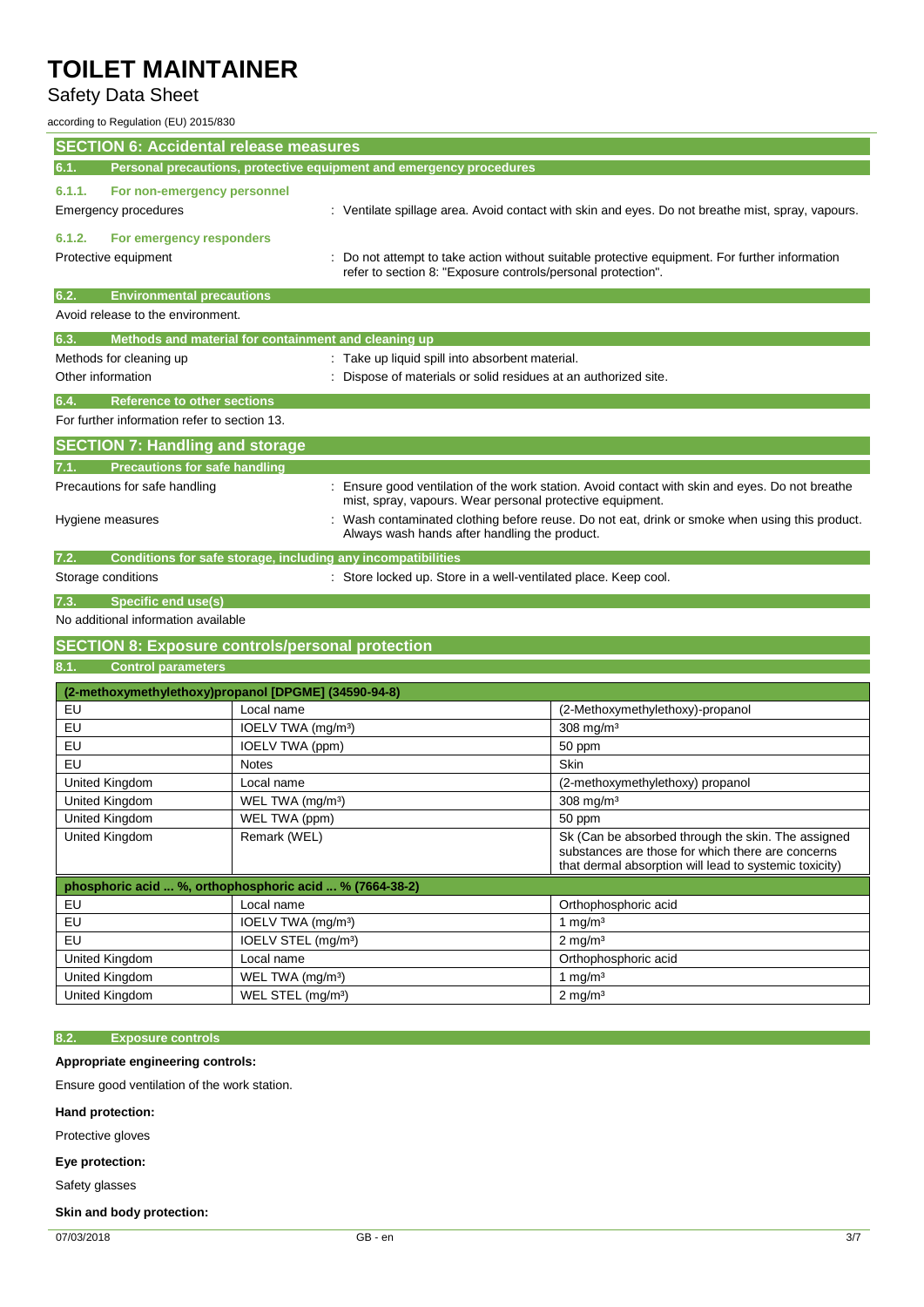## SECTION 6: Accidental release measures

### 6.1. Personal precautions, protective equipment and emergency procedures

#### 6.1.1. For non-emergency personnel

Emergency procedures : Ventilate spillage area. Avoid contact with skin and eyes. Do not breathe mist, spray, vapours.

#### 6.1.2. For emergency responders

Protective equipment : Do not attempt to take action without suitable protective equipment. For further information refer to section 8: "Exposure controls/personal protection".

### 6.2. Environmental precautions

Avoid release to the environment.

### 6.3. Methods and material for containment and cleaning up

Methods for cleaning up : Take up liquid spill into absorbent material.

Other information : Dispose of materials or solid residues at an authorized site.

### 6.4. Reference to other sections

For further information refer to section 13.

## SECTION 7: Handling and storage

### 7.1. Precautions for safe handling

Precautions for safe handling : Ensure good ventilation of the work station. Avoid contact with skin and eyes. Do not breathe mist, spray, vapours. Wear personal protective equipment.

Hygiene measures : Wash contaminated clothing before reuse. Do not eat, drink or smoke when using this product. Always wash hands after handling the product.

### 7.2. Conditions for safe storage, including any incompatibilities

Storage conditions : Store locked up. Store in a well-ventilated place. Keep cool.

### 7.3. Specific end use(s)

No additional information available

## SECTION 8: Exposure controls/personal protection

### 8.1. Control parameters

| (2-methoxymethylethoxy)propanol [DPGME] (34590-94-8) | | |
|---|---|---|
| EU | Local name | (2-Methoxymethylethoxy)-propanol |
| EU | IOELV TWA (mg/m³) | 308 mg/m³ |
| EU | IOELV TWA (ppm) | 50 ppm |
| EU | Notes | Skin |
| United Kingdom | Local name | (2-methoxymethylethoxy) propanol |
| United Kingdom | WEL TWA (mg/m³) | 308 mg/m³ |
| United Kingdom | WEL TWA (ppm) | 50 ppm |
| United Kingdom | Remark (WEL) | Sk (Can be absorbed through the skin. The assigned substances are those for which there are concerns that dermal absorption will lead to systemic toxicity) |

| phosphoric acid ... %, orthophosphoric acid ... % (7664-38-2) | | |
|---|---|---|
| EU | Local name | Orthophosphoric acid |
| EU | IOELV TWA (mg/m³) | 1 mg/m³ |
| EU | IOELV STEL (mg/m³) | 2 mg/m³ |
| United Kingdom | Local name | Orthophosphoric acid |
| United Kingdom | WEL TWA (mg/m³) | 1 mg/m³ |
| United Kingdom | WEL STEL (mg/m³) | 2 mg/m³ |

### 8.2. Exposure controls

**Appropriate engineering controls:**

Ensure good ventilation of the work station.

**Hand protection:**

Protective gloves

**Eye protection:**

Safety glasses

**Skin and body protection:**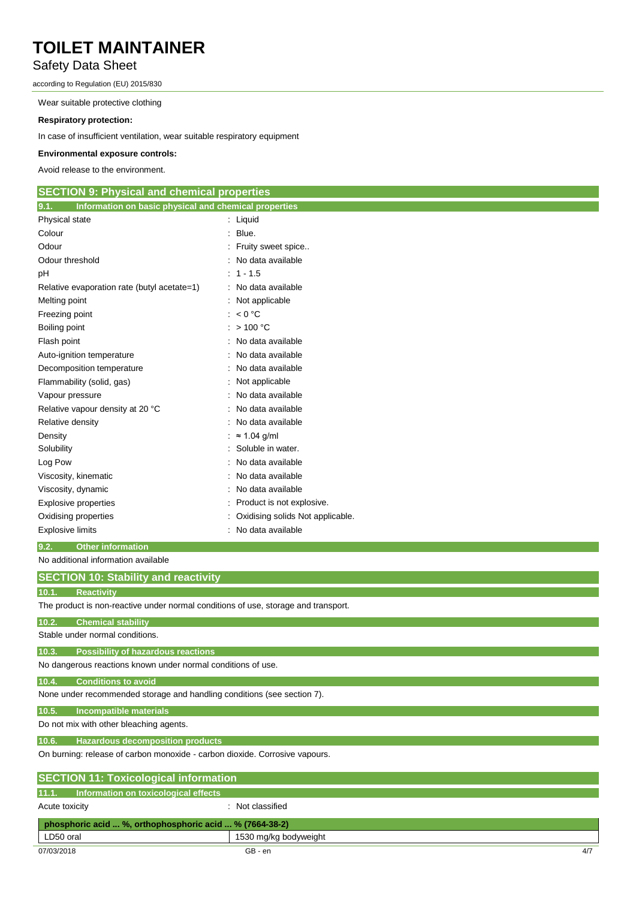Wear suitable protective clothing

**Respiratory protection:**

In case of insufficient ventilation, wear suitable respiratory equipment

**Environmental exposure controls:**

Avoid release to the environment.

## SECTION 9: Physical and chemical properties

### 9.1. Information on basic physical and chemical properties

| | |
|---|---|
| Physical state | : Liquid |
| Colour | : Blue. |
| Odour | : Fruity sweet spice.. |
| Odour threshold | : No data available |
| pH | : 1 - 1.5 |
| Relative evaporation rate (butyl acetate=1) | : No data available |
| Melting point | : Not applicable |
| Freezing point | : < 0 °C |
| Boiling point | : > 100 °C |
| Flash point | : No data available |
| Auto-ignition temperature | : No data available |
| Decomposition temperature | : No data available |
| Flammability (solid, gas) | : Not applicable |
| Vapour pressure | : No data available |
| Relative vapour density at 20 °C | : No data available |
| Relative density | : No data available |
| Density | : ≈ 1.04 g/ml |
| Solubility | : Soluble in water. |
| Log Pow | : No data available |
| Viscosity, kinematic | : No data available |
| Viscosity, dynamic | : No data available |
| Explosive properties | : Product is not explosive. |
| Oxidising properties | : Oxidising solids Not applicable. |
| Explosive limits | : No data available |

### 9.2. Other information

No additional information available

## SECTION 10: Stability and reactivity

### 10.1. Reactivity

The product is non-reactive under normal conditions of use, storage and transport.

### 10.2. Chemical stability

Stable under normal conditions.

### 10.3. Possibility of hazardous reactions

No dangerous reactions known under normal conditions of use.

### 10.4. Conditions to avoid

None under recommended storage and handling conditions (see section 7).

### 10.5. Incompatible materials

Do not mix with other bleaching agents.

### 10.6. Hazardous decomposition products

On burning: release of carbon monoxide - carbon dioxide. Corrosive vapours.

## SECTION 11: Toxicological information

### 11.1. Information on toxicological effects

Acute toxicity : Not classified

| phosphoric acid ... %, orthophosphoric acid ... % (7664-38-2) | |
|---|---|
| LD50 oral | 1530 mg/kg bodyweight |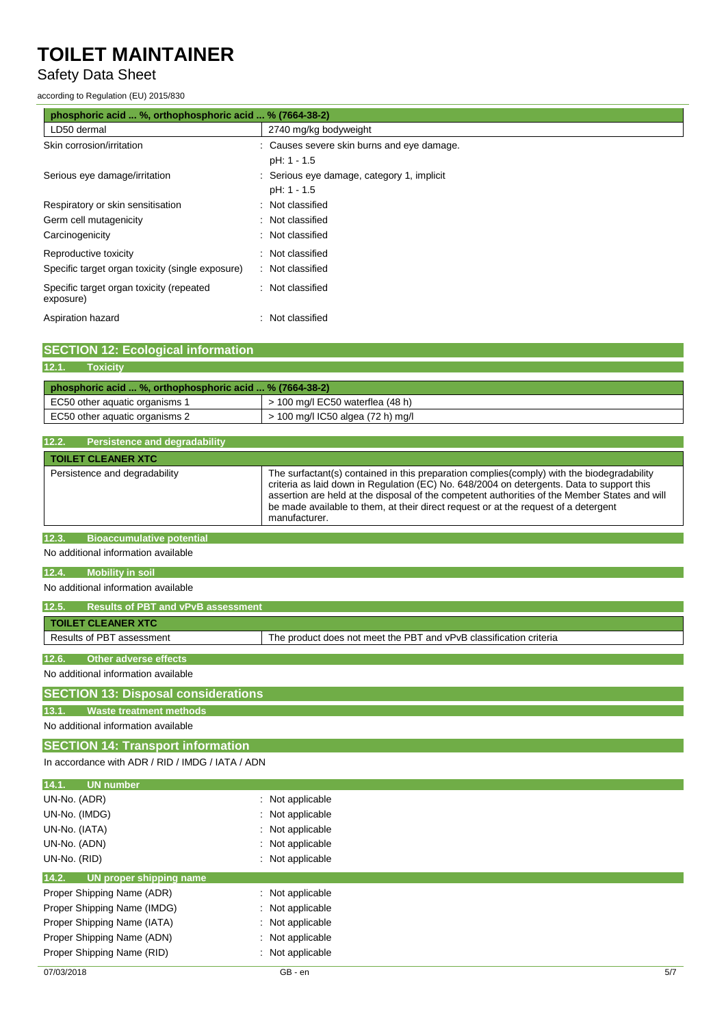| phosphoric acid ... %, orthophosphoric acid ... % (7664-38-2) | |
|---|---|
| LD50 dermal | 2740 mg/kg bodyweight |

| | |
|---|---|
| Skin corrosion/irritation | : Causes severe skin burns and eye damage.<br>pH: 1 - 1.5 |
| Serious eye damage/irritation | : Serious eye damage, category 1, implicit<br>pH: 1 - 1.5 |
| Respiratory or skin sensitisation | : Not classified |
| Germ cell mutagenicity | : Not classified |
| Carcinogenicity | : Not classified |
| Reproductive toxicity | : Not classified |
| Specific target organ toxicity (single exposure) | : Not classified |
| Specific target organ toxicity (repeated exposure) | : Not classified |
| Aspiration hazard | : Not classified |

## SECTION 12: Ecological information

### 12.1. Toxicity

| phosphoric acid ... %, orthophosphoric acid ... % (7664-38-2) | |
|---|---|
| EC50 other aquatic organisms 1 | > 100 mg/l EC50 waterflea (48 h) |
| EC50 other aquatic organisms 2 | > 100 mg/l IC50 algea (72 h) mg/l |

### 12.2. Persistence and degradability

| TOILET CLEANER XTC | |
|---|---|
| Persistence and degradability | The surfactant(s) contained in this preparation complies(comply) with the biodegradability criteria as laid down in Regulation (EC) No. 648/2004 on detergents. Data to support this assertion are held at the disposal of the competent authorities of the Member States and will be made available to them, at their direct request or at the request of a detergent manufacturer. |

### 12.3. Bioaccumulative potential

No additional information available

### 12.4. Mobility in soil

No additional information available

### 12.5. Results of PBT and vPvB assessment

| TOILET CLEANER XTC | |
|---|---|
| Results of PBT assessment | The product does not meet the PBT and vPvB classification criteria |

### 12.6. Other adverse effects

No additional information available

## SECTION 13: Disposal considerations

### 13.1. Waste treatment methods

No additional information available

## SECTION 14: Transport information

In accordance with ADR / RID / IMDG / IATA / ADN

### 14.1. UN number

| | |
|---|---|
| UN-No. (ADR) | : Not applicable |
| UN-No. (IMDG) | : Not applicable |
| UN-No. (IATA) | : Not applicable |
| UN-No. (ADN) | : Not applicable |
| UN-No. (RID) | : Not applicable |

### 14.2. UN proper shipping name

| | |
|---|---|
| Proper Shipping Name (ADR) | : Not applicable |
| Proper Shipping Name (IMDG) | : Not applicable |
| Proper Shipping Name (IATA) | : Not applicable |
| Proper Shipping Name (ADN) | : Not applicable |
| Proper Shipping Name (RID) | : Not applicable |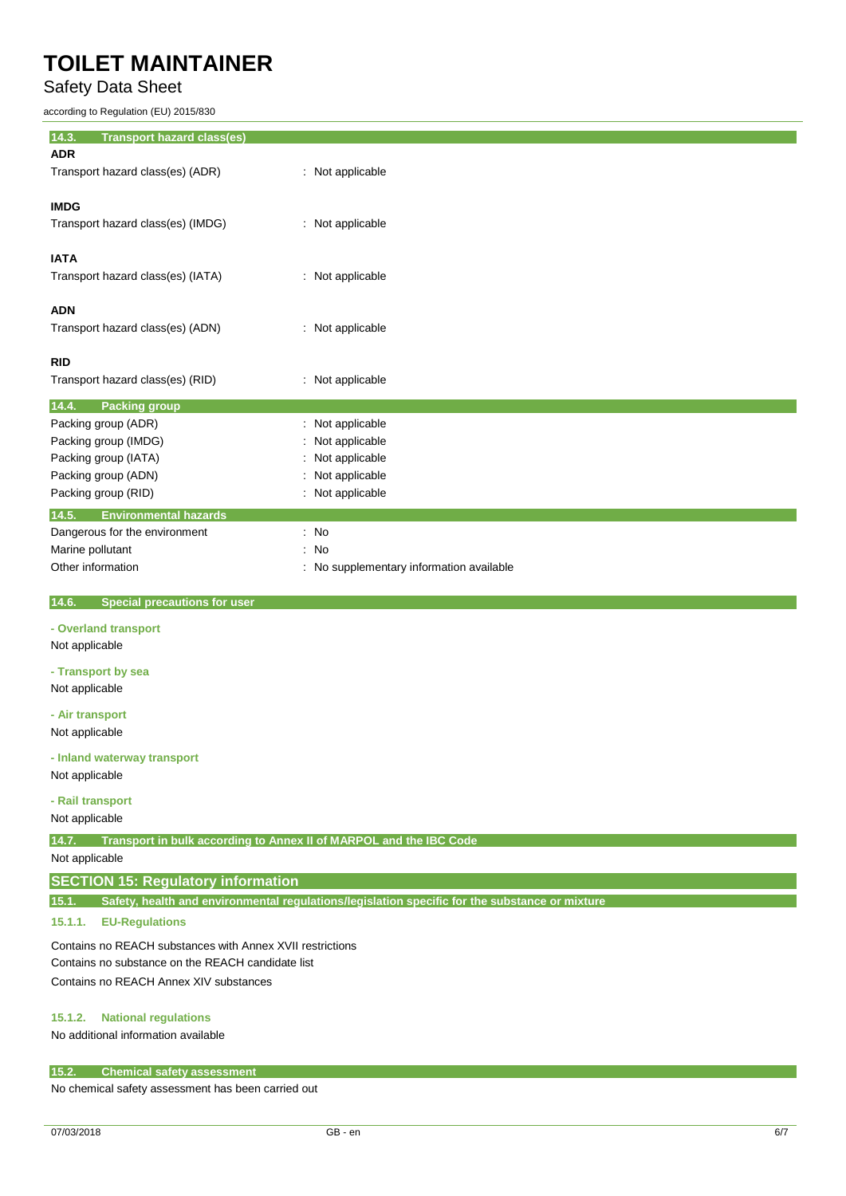### 14.3. Transport hazard class(es)

**ADR**

Transport hazard class(es) (ADR) : Not applicable

**IMDG**

Transport hazard class(es) (IMDG) : Not applicable

**IATA**

Transport hazard class(es) (IATA) : Not applicable

**ADN**

Transport hazard class(es) (ADN) : Not applicable

**RID**

Transport hazard class(es) (RID) : Not applicable

### 14.4. Packing group

Packing group (ADR) : Not applicable
Packing group (IMDG) : Not applicable
Packing group (IATA) : Not applicable
Packing group (ADN) : Not applicable
Packing group (RID) : Not applicable

### 14.5. Environmental hazards

Dangerous for the environment : No
Marine pollutant : No
Other information : No supplementary information available

### 14.6. Special precautions for user

**- Overland transport**

Not applicable

**- Transport by sea**

Not applicable

**- Air transport**

Not applicable

**- Inland waterway transport**

Not applicable

**- Rail transport**

Not applicable

### 14.7. Transport in bulk according to Annex II of MARPOL and the IBC Code

Not applicable

## SECTION 15: Regulatory information

### 15.1. Safety, health and environmental regulations/legislation specific for the substance or mixture

#### 15.1.1. EU-Regulations

Contains no REACH substances with Annex XVII restrictions
Contains no substance on the REACH candidate list
Contains no REACH Annex XIV substances

#### 15.1.2. National regulations

No additional information available

### 15.2. Chemical safety assessment

No chemical safety assessment has been carried out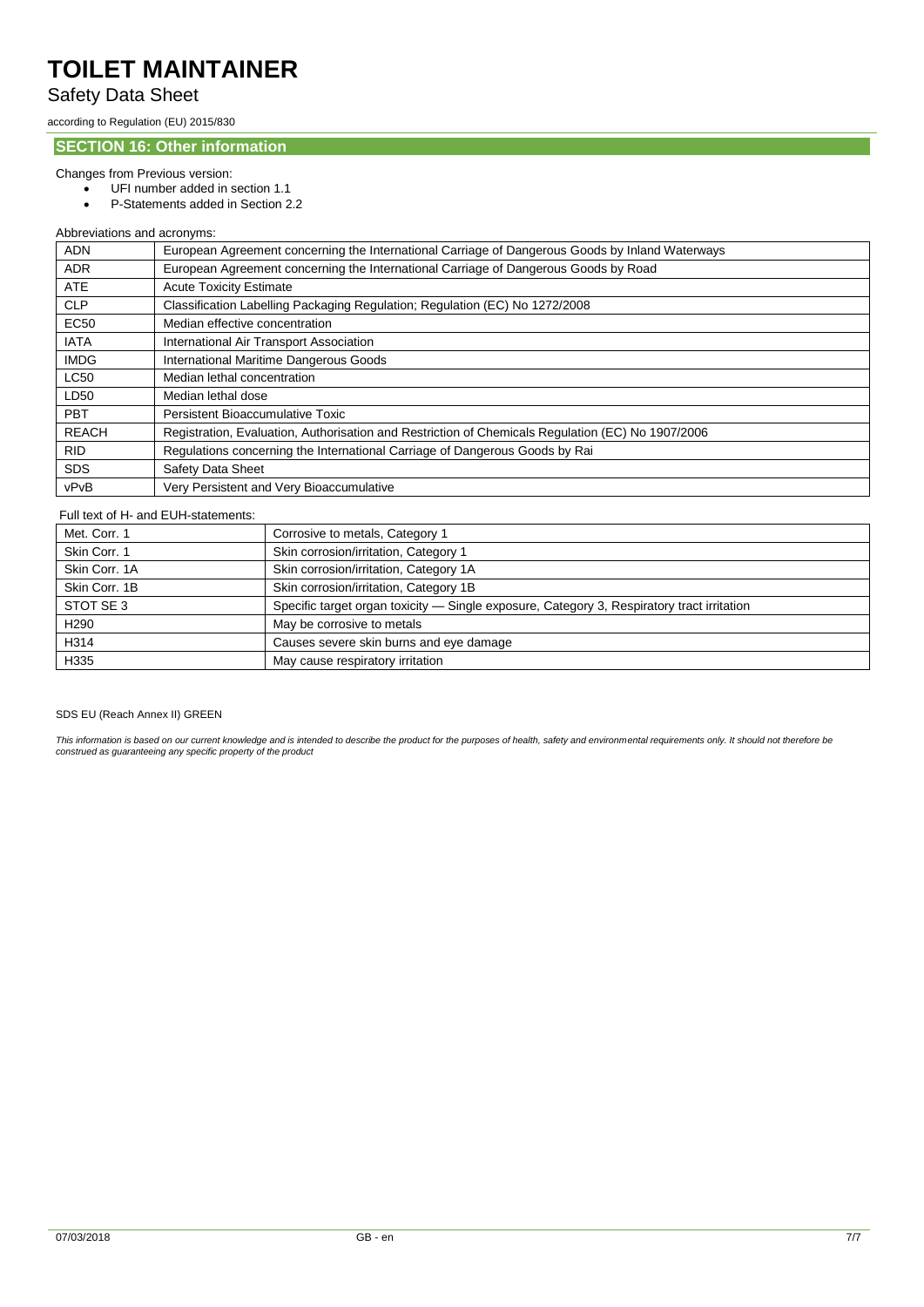## SECTION 16: Other information

Changes from Previous version:

- UFI number added in section 1.1
- P-Statements added in Section 2.2

Abbreviations and acronyms:

| | |
|---|---|
| ADN | European Agreement concerning the International Carriage of Dangerous Goods by Inland Waterways |
| ADR | European Agreement concerning the International Carriage of Dangerous Goods by Road |
| ATE | Acute Toxicity Estimate |
| CLP | Classification Labelling Packaging Regulation; Regulation (EC) No 1272/2008 |
| EC50 | Median effective concentration |
| IATA | International Air Transport Association |
| IMDG | International Maritime Dangerous Goods |
| LC50 | Median lethal concentration |
| LD50 | Median lethal dose |
| PBT | Persistent Bioaccumulative Toxic |
| REACH | Registration, Evaluation, Authorisation and Restriction of Chemicals Regulation (EC) No 1907/2006 |
| RID | Regulations concerning the International Carriage of Dangerous Goods by Rai |
| SDS | Safety Data Sheet |
| vPvB | Very Persistent and Very Bioaccumulative |

Full text of H- and EUH-statements:

| | |
|---|---|
| Met. Corr. 1 | Corrosive to metals, Category 1 |
| Skin Corr. 1 | Skin corrosion/irritation, Category 1 |
| Skin Corr. 1A | Skin corrosion/irritation, Category 1A |
| Skin Corr. 1B | Skin corrosion/irritation, Category 1B |
| STOT SE 3 | Specific target organ toxicity — Single exposure, Category 3, Respiratory tract irritation |
| H290 | May be corrosive to metals |
| H314 | Causes severe skin burns and eye damage |
| H335 | May cause respiratory irritation |

SDS EU (Reach Annex II) GREEN

*This information is based on our current knowledge and is intended to describe the product for the purposes of health, safety and environmental requirements only. It should not therefore be construed as guaranteeing any specific property of the product*